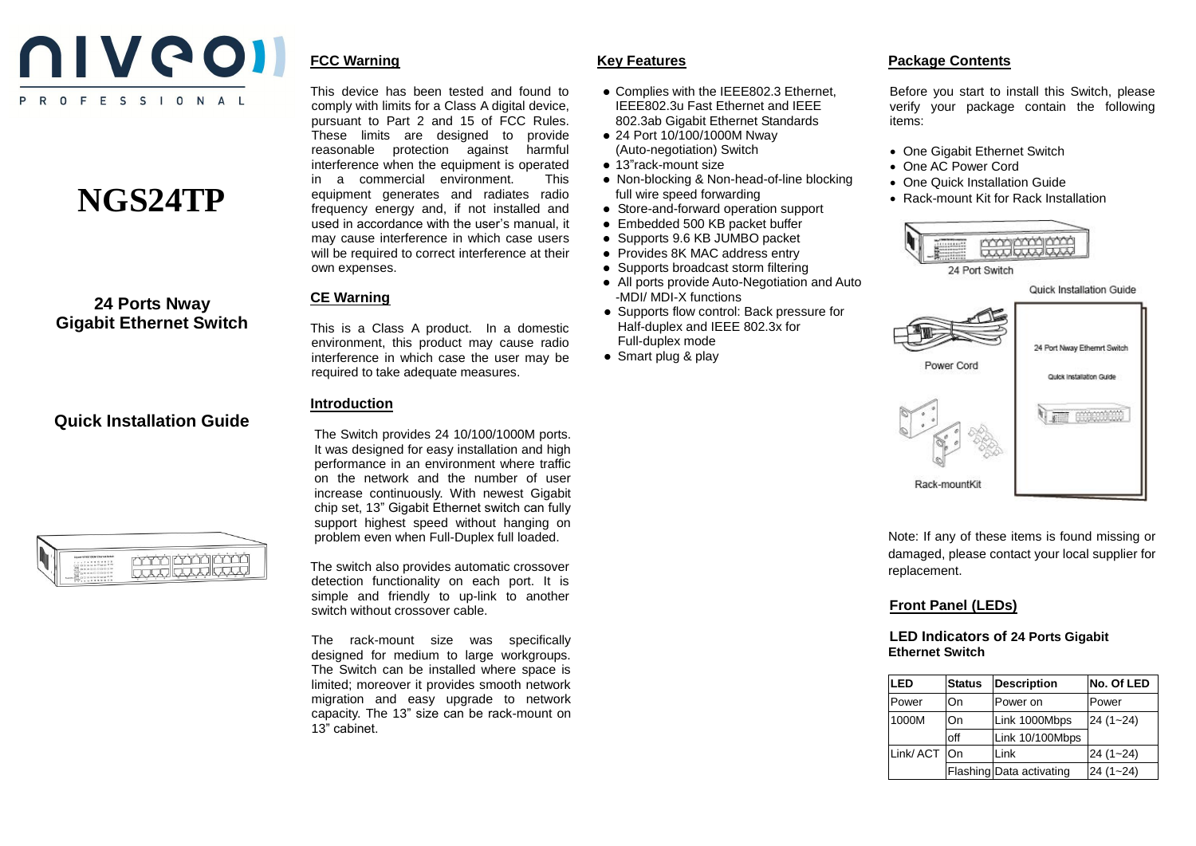niveo PROFESSIONAL

# NGS24TP

## 24 Ports Nway Gigabit Ethernet Switch

## Quick Installation Guide

### FCC Warning

This device has been tested and found to comply with limits for a Class A digital device, pursuant to Part 2 and 15 of FCC Rules. These limits are designed to provide reasonable protection against harmful interference when the equipment is operated in a commercial environment. This equipment generates and radiates radio frequency energy and, if not installed and used in accordance with the user's manual, it may cause interference in which case users will be required to correct interference at their own expenses.

### CE Warning

This is a Class A product. In a domestic environment, this product may cause radio interference in which case the user may be required to take adequate measures.

### Introduction

The Switch provides 24 10/100/1000M ports. It was designed for easy installation and high performance in an environment where traffic on the network and the number of user increase continuously. With newest Gigabit chip set, 13" Gigabit Ethernet switch can fully support highest speed without hanging on problem even when Full-Duplex full loaded.

The switch also provides automatic crossover detection functionality on each port. It is simple and friendly to up-link to another switch without crossover cable.

The rack-mount size was specifically designed for medium to large workgroups. The Switch can be installed where space is limited; moreover it provides smooth network migration and easy upgrade to network capacity. The 13" size can be rack-mount on 13" cabinet.

### Key Features

- Complies with the IEEE802.3 Ethernet, IEEE802.3u Fast Ethernet and IEEE 802.3ab Gigabit Ethernet Standards
- 24 Port 10/100/1000M Nway (Auto-negotiation) Switch
- 13"rack-mount size
- Non-blocking & Non-head-of-line blocking full wire speed forwarding
- Store-and-forward operation support
- Embedded 500 KB packet buffer
- Supports 9.6 KB JUMBO packet
- Provides 8K MAC address entry
- Supports broadcast storm filtering
- All ports provide Auto-Negotiation and Auto -MDI/ MDI-X functions
- Supports flow control: Back pressure for Half-duplex and IEEE 802.3x for Full-duplex mode
- Smart plug & play

### Package Contents

Before you start to install this Switch, please verify your package contain the following items:

- One Gigabit Ethernet Switch
- One AC Power Cord
- One Quick Installation Guide
- Rack-mount Kit for Rack Installation

24 Port Switch

Power Cord

Rack-mountKit

Quick Installation Guide

Note: If any of these items is found missing or damaged, please contact your local supplier for replacement.

### Front Panel (LEDs)

#### LED Indicators of 24 Ports Gigabit Ethernet Switch

| LED | Status | Description | No. Of LED |
|---|---|---|---|
| Power | On | Power on | Power |
| 1000M | On | Link 1000Mbps | 24 (1~24) |
| | off | Link 10/100Mbps | |
| Link/ ACT | On | Link | 24 (1~24) |
| | Flashing | Data activating | 24 (1~24) |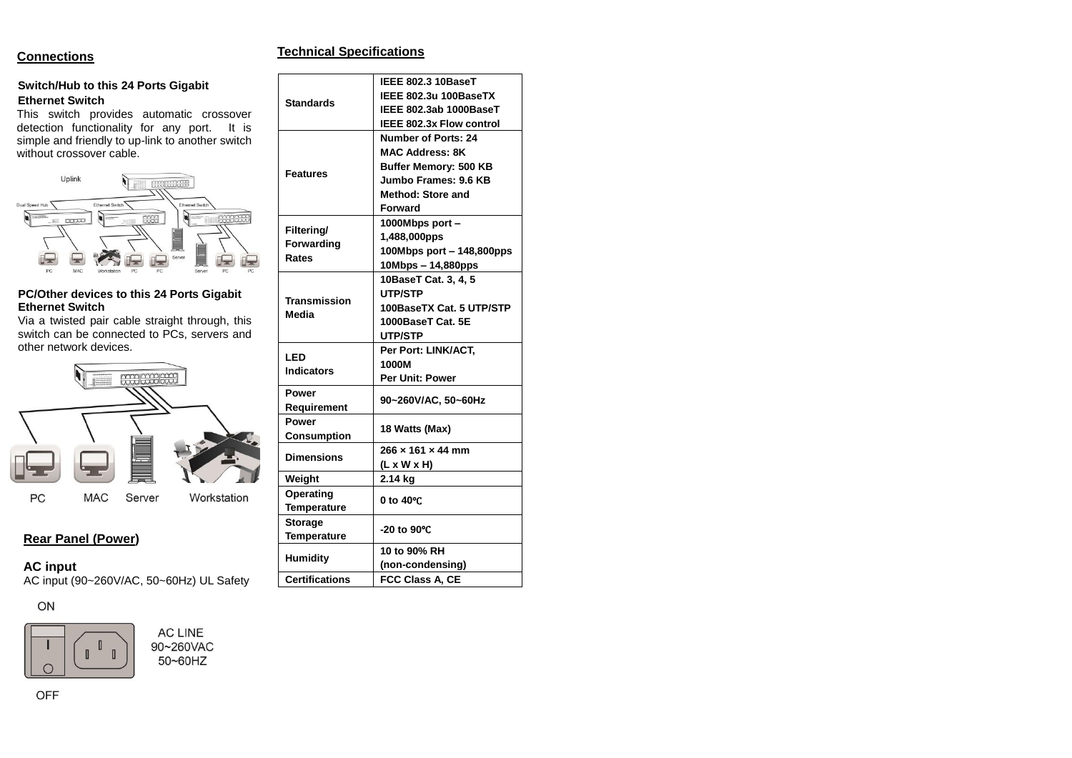## Connections

**Switch/Hub to this 24 Ports Gigabit Ethernet Switch**

This switch provides automatic crossover detection functionality for any port. It is simple and friendly to up-link to another switch without crossover cable.

Uplink

Dual Speed Hub Ethernet Switch Ethernet Switch

PC MAC Workstation PC PC Server Server PC PC

**PC/Other devices to this 24 Ports Gigabit Ethernet Switch**

Via a twisted pair cable straight through, this switch can be connected to PCs, servers and other network devices.

PC MAC Server Workstation

## Rear Panel (Power)

**AC input**

AC input (90~260V/AC, 50~60Hz) UL Safety

ON

AC LINE
90~260VAC
50~60HZ

OFF

## Technical Specifications

| | |
|---|---|
| **Standards** | **IEEE 802.3 10BaseT**<br>**IEEE 802.3u 100BaseTX**<br>**IEEE 802.3ab 1000BaseT**<br>**IEEE 802.3x Flow control** |
| **Features** | **Number of Ports: 24**<br>**MAC Address: 8K**<br>**Buffer Memory: 500 KB**<br>**Jumbo Frames: 9.6 KB**<br>**Method: Store and Forward** |
| **Filtering/ Forwarding Rates** | **1000Mbps port – 1,488,000pps**<br>**100Mbps port – 148,800pps**<br>**10Mbps – 14,880pps** |
| **Transmission Media** | **10BaseT Cat. 3, 4, 5 UTP/STP**<br>**100BaseTX Cat. 5 UTP/STP**<br>**1000BaseT Cat. 5E UTP/STP** |
| **LED Indicators** | **Per Port: LINK/ACT, 1000M**<br>**Per Unit: Power** |
| **Power Requirement** | **90~260V/AC, 50~60Hz** |
| **Power Consumption** | **18 Watts (Max)** |
| **Dimensions** | **266 × 161 × 44 mm (L x W x H)** |
| **Weight** | **2.14 kg** |
| **Operating Temperature** | **0 to 40℃** |
| **Storage Temperature** | **-20 to 90℃** |
| **Humidity** | **10 to 90% RH (non-condensing)** |
| **Certifications** | **FCC Class A, CE** |